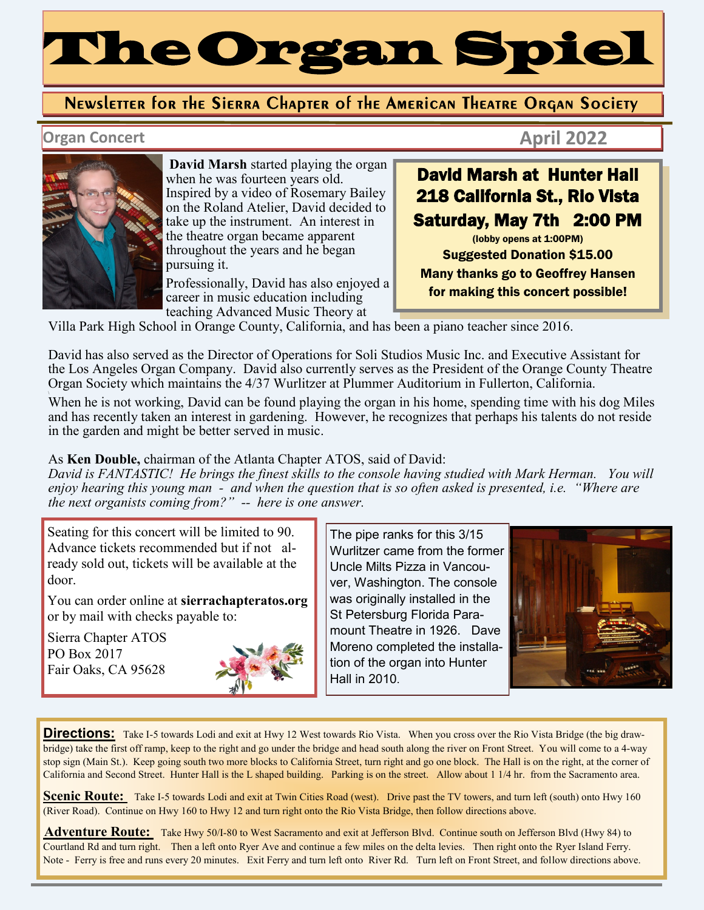# The Organ Spiel

## Newsletter for the Sierra Chapter of the American Theatre Organ Society

**Organ Concert** — **April 2022**

**David Marsh** started playing the organ when he was fourteen years old. Inspired by a video of Rosemary Bailey on the Roland Atelier, David decided to take up the instrument. An interest in the theatre organ became apparent throughout the years and he began pursuing it.

Professionally, David has also enjoyed a career in music education including teaching Advanced Music Theory at Villa Park High School in Orange County, California, and has been a piano teacher since 2016.

**David Marsh at Hunter Hall**
**218 California St., Rio Vista**
**Saturday, May 7th 2:00 PM**
**(lobby opens at 1:00PM)**
**Suggested Donation $15.00**
**Many thanks go to Geoffrey Hansen for making this concert possible!**

David has also served as the Director of Operations for Soli Studios Music Inc. and Executive Assistant for the Los Angeles Organ Company. David also currently serves as the President of the Orange County Theatre Organ Society which maintains the 4/37 Wurlitzer at Plummer Auditorium in Fullerton, California.

When he is not working, David can be found playing the organ in his home, spending time with his dog Miles and has recently taken an interest in gardening. However, he recognizes that perhaps his talents do not reside in the garden and might be better served in music.

As **Ken Double,** chairman of the Atlanta Chapter ATOS, said of David:
*David is FANTASTIC! He brings the finest skills to the console having studied with Mark Herman. You will enjoy hearing this young man - and when the question that is so often asked is presented, i.e. "Where are the next organists coming from?" -- here is one answer.*

Seating for this concert will be limited to 90. Advance tickets recommended but if not already sold out, tickets will be available at the door.

You can order online at **sierrachapteratos.org** or by mail with checks payable to:

Sierra Chapter ATOS
PO Box 2017
Fair Oaks, CA 95628

The pipe ranks for this 3/15 Wurlitzer came from the former Uncle Milts Pizza in Vancouver, Washington. The console was originally installed in the St Petersburg Florida Paramount Theatre in 1926. Dave Moreno completed the installation of the organ into Hunter Hall in 2010.

**Directions:** Take I-5 towards Lodi and exit at Hwy 12 West towards Rio Vista. When you cross over the Rio Vista Bridge (the big drawbridge) take the first off ramp, keep to the right and go under the bridge and head south along the river on Front Street. You will come to a 4-way stop sign (Main St.). Keep going south two more blocks to California Street, turn right and go one block. The Hall is on the right, at the corner of California and Second Street. Hunter Hall is the L shaped building. Parking is on the street. Allow about 1 1/4 hr. from the Sacramento area.

**Scenic Route:** Take I-5 towards Lodi and exit at Twin Cities Road (west). Drive past the TV towers, and turn left (south) onto Hwy 160 (River Road). Continue on Hwy 160 to Hwy 12 and turn right onto the Rio Vista Bridge, then follow directions above.

**Adventure Route:** Take Hwy 50/I-80 to West Sacramento and exit at Jefferson Blvd. Continue south on Jefferson Blvd (Hwy 84) to Courtland Rd and turn right. Then a left onto Ryer Ave and continue a few miles on the delta levies. Then right onto the Ryer Island Ferry. Note - Ferry is free and runs every 20 minutes. Exit Ferry and turn left onto River Rd. Turn left on Front Street, and follow directions above.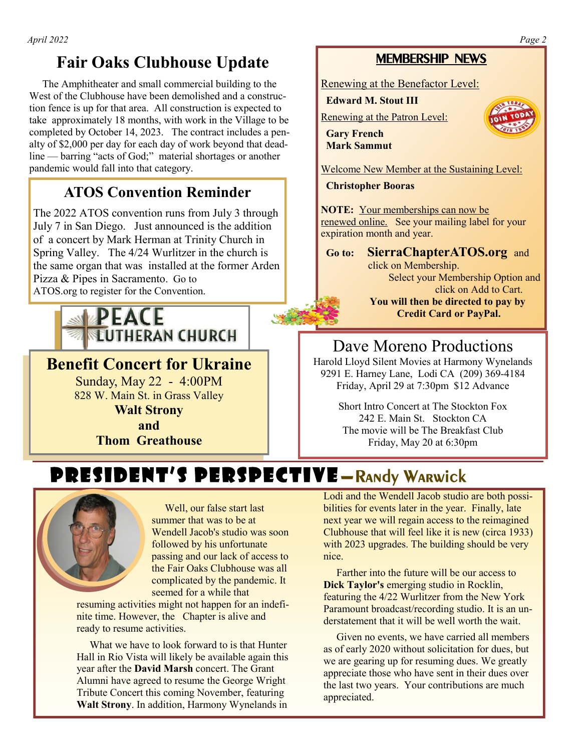## Fair Oaks Clubhouse Update

The Amphitheater and small commercial building to the West of the Clubhouse have been demolished and a construction fence is up for that area. All construction is expected to take approximately 18 months, with work in the Village to be completed by October 14, 2023. The contract includes a penalty of $2,000 per day for each day of work beyond that deadline — barring "acts of God;" material shortages or another pandemic would fall into that category.

### ATOS Convention Reminder

The 2022 ATOS convention runs from July 3 through July 7 in San Diego. Just announced is the addition of a concert by Mark Herman at Trinity Church in Spring Valley. The 4/24 Wurlitzer in the church is the same organ that was installed at the former Arden Pizza & Pipes in Sacramento. Go to ATOS.org to register for the Convention.

### PEACE LUTHERAN CHURCH

### Benefit Concert for Ukraine

Sunday, May 22 - 4:00PM
828 W. Main St. in Grass Valley
**Walt Strony**
**and**
**Thom Greathouse**

### MEMBERSHIP NEWS

Renewing at the Benefactor Level:

**Edward M. Stout III**

Renewing at the Patron Level:

**Gary French**
**Mark Sammut**

Welcome New Member at the Sustaining Level:

**Christopher Booras**

**NOTE:** Your memberships can now be renewed online. See your mailing label for your expiration month and year.

**Go to: SierraChapterATOS.org** and click on Membership.
Select your Membership Option and click on Add to Cart.
**You will then be directed to pay by Credit Card or PayPal.**

### Dave Moreno Productions

Harold Lloyd Silent Movies at Harmony Wynelands
9291 E. Harney Lane, Lodi CA (209) 369-4184
Friday, April 29 at 7:30pm $12 Advance

Short Intro Concert at The Stockton Fox
242 E. Main St. Stockton CA
The movie will be The Breakfast Club
Friday, May 20 at 6:30pm

## PRESIDENT'S PERSPECTIVE—Randy Warwick

Well, our false start last summer that was to be at Wendell Jacob's studio was soon followed by his unfortunate passing and our lack of access to the Fair Oaks Clubhouse was all complicated by the pandemic. It seemed for a while that resuming activities might not happen for an indefinite time. However, the Chapter is alive and ready to resume activities.

What we have to look forward to is that Hunter Hall in Rio Vista will likely be available again this year after the **David Marsh** concert. The Grant Alumni have agreed to resume the George Wright Tribute Concert this coming November, featuring **Walt Strony**. In addition, Harmony Wynelands in Lodi and the Wendell Jacob studio are both possibilities for events later in the year. Finally, late next year we will regain access to the reimagined Clubhouse that will feel like it is new (circa 1933) with 2023 upgrades. The building should be very nice.

Farther into the future will be our access to **Dick Taylor's** emerging studio in Rocklin, featuring the 4/22 Wurlitzer from the New York Paramount broadcast/recording studio. It is an understatement that it will be well worth the wait.

Given no events, we have carried all members as of early 2020 without solicitation for dues, but we are gearing up for resuming dues. We greatly appreciate those who have sent in their dues over the last two years. Your contributions are much appreciated.